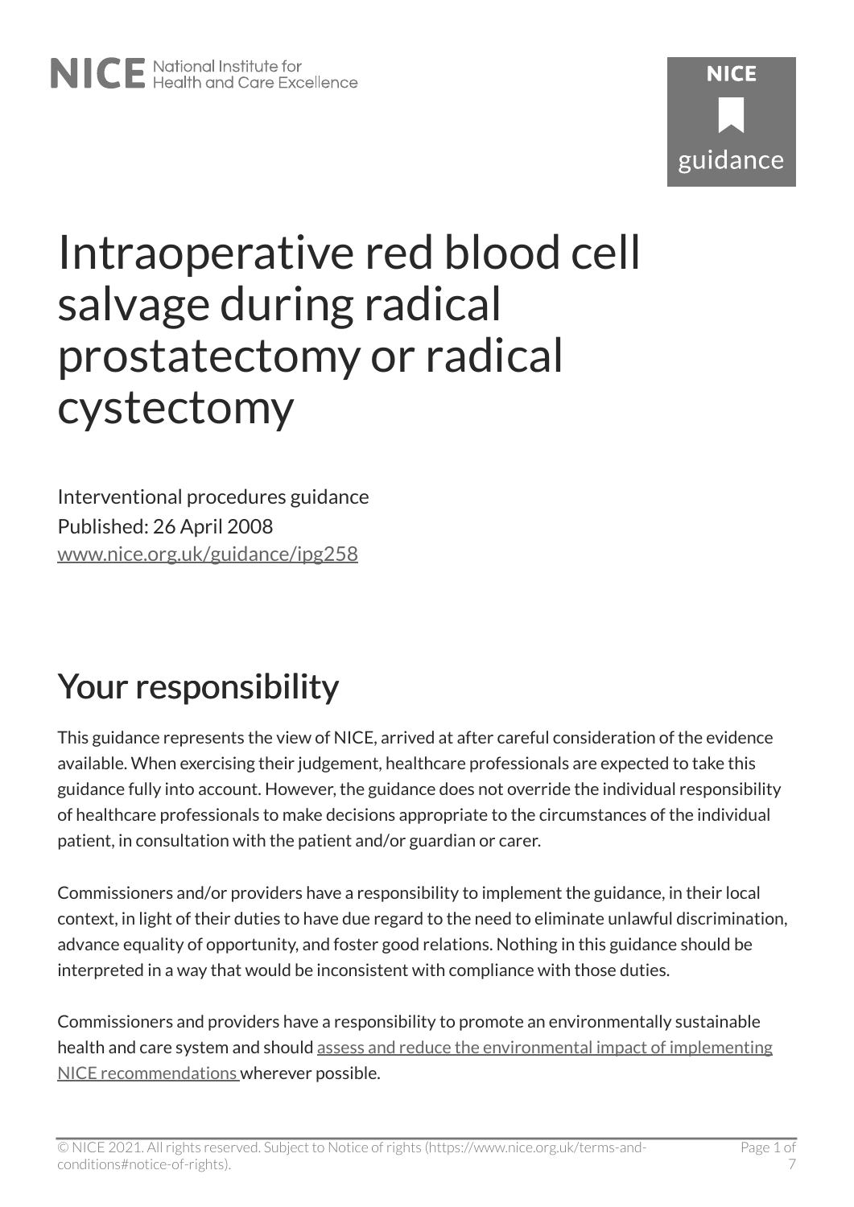# Intraoperative red blood cell salvage during radical prostatectomy or radical cystectomy

Interventional procedures guidance
Published: 26 April 2008
www.nice.org.uk/guidance/ipg258

## Your responsibility

This guidance represents the view of NICE, arrived at after careful consideration of the evidence available. When exercising their judgement, healthcare professionals are expected to take this guidance fully into account. However, the guidance does not override the individual responsibility of healthcare professionals to make decisions appropriate to the circumstances of the individual patient, in consultation with the patient and/or guardian or carer.

Commissioners and/or providers have a responsibility to implement the guidance, in their local context, in light of their duties to have due regard to the need to eliminate unlawful discrimination, advance equality of opportunity, and foster good relations. Nothing in this guidance should be interpreted in a way that would be inconsistent with compliance with those duties.

Commissioners and providers have a responsibility to promote an environmentally sustainable health and care system and should assess and reduce the environmental impact of implementing NICE recommendations wherever possible.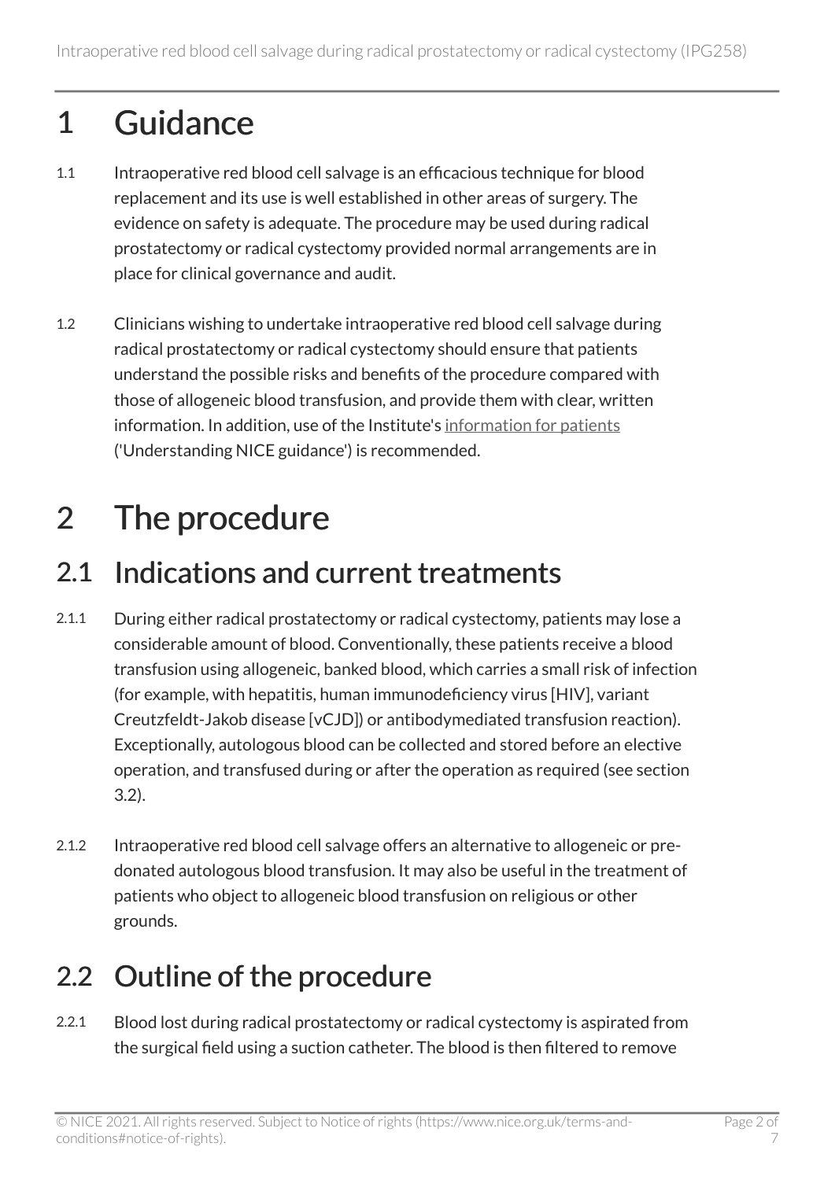# 1 Guidance

1.1 Intraoperative red blood cell salvage is an efficacious technique for blood replacement and its use is well established in other areas of surgery. The evidence on safety is adequate. The procedure may be used during radical prostatectomy or radical cystectomy provided normal arrangements are in place for clinical governance and audit.

1.2 Clinicians wishing to undertake intraoperative red blood cell salvage during radical prostatectomy or radical cystectomy should ensure that patients understand the possible risks and benefits of the procedure compared with those of allogeneic blood transfusion, and provide them with clear, written information. In addition, use of the Institute's information for patients ('Understanding NICE guidance') is recommended.

# 2 The procedure

## 2.1 Indications and current treatments

2.1.1 During either radical prostatectomy or radical cystectomy, patients may lose a considerable amount of blood. Conventionally, these patients receive a blood transfusion using allogeneic, banked blood, which carries a small risk of infection (for example, with hepatitis, human immunodeficiency virus [HIV], variant Creutzfeldt-Jakob disease [vCJD]) or antibodymediated transfusion reaction). Exceptionally, autologous blood can be collected and stored before an elective operation, and transfused during or after the operation as required (see section 3.2).

2.1.2 Intraoperative red blood cell salvage offers an alternative to allogeneic or pre-donated autologous blood transfusion. It may also be useful in the treatment of patients who object to allogeneic blood transfusion on religious or other grounds.

## 2.2 Outline of the procedure

2.2.1 Blood lost during radical prostatectomy or radical cystectomy is aspirated from the surgical field using a suction catheter. The blood is then filtered to remove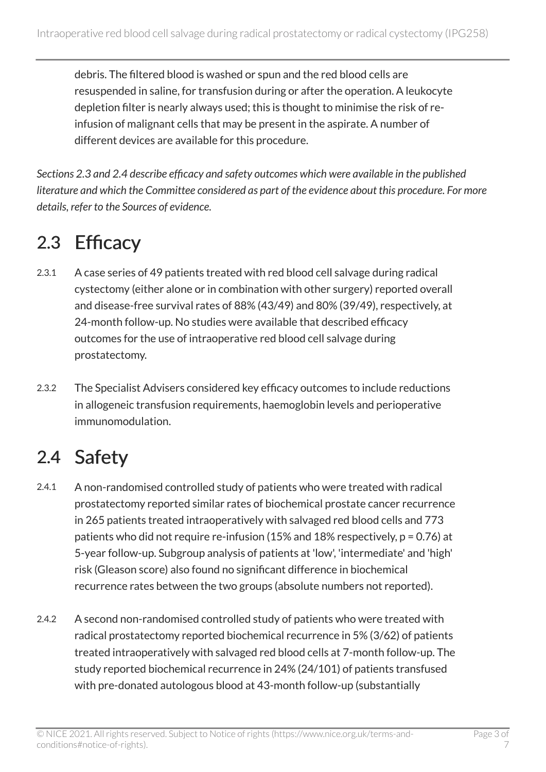debris. The filtered blood is washed or spun and the red blood cells are resuspended in saline, for transfusion during or after the operation. A leukocyte depletion filter is nearly always used; this is thought to minimise the risk of re-infusion of malignant cells that may be present in the aspirate. A number of different devices are available for this procedure.

*Sections 2.3 and 2.4 describe efficacy and safety outcomes which were available in the published literature and which the Committee considered as part of the evidence about this procedure. For more details, refer to the Sources of evidence.*

## 2.3 Efficacy

2.3.1 A case series of 49 patients treated with red blood cell salvage during radical cystectomy (either alone or in combination with other surgery) reported overall and disease-free survival rates of 88% (43/49) and 80% (39/49), respectively, at 24-month follow-up. No studies were available that described efficacy outcomes for the use of intraoperative red blood cell salvage during prostatectomy.

2.3.2 The Specialist Advisers considered key efficacy outcomes to include reductions in allogeneic transfusion requirements, haemoglobin levels and perioperative immunomodulation.

## 2.4 Safety

2.4.1 A non-randomised controlled study of patients who were treated with radical prostatectomy reported similar rates of biochemical prostate cancer recurrence in 265 patients treated intraoperatively with salvaged red blood cells and 773 patients who did not require re-infusion (15% and 18% respectively, $p = 0.76$) at 5-year follow-up. Subgroup analysis of patients at 'low', 'intermediate' and 'high' risk (Gleason score) also found no significant difference in biochemical recurrence rates between the two groups (absolute numbers not reported).

2.4.2 A second non-randomised controlled study of patients who were treated with radical prostatectomy reported biochemical recurrence in 5% (3/62) of patients treated intraoperatively with salvaged red blood cells at 7-month follow-up. The study reported biochemical recurrence in 24% (24/101) of patients transfused with pre-donated autologous blood at 43-month follow-up (substantially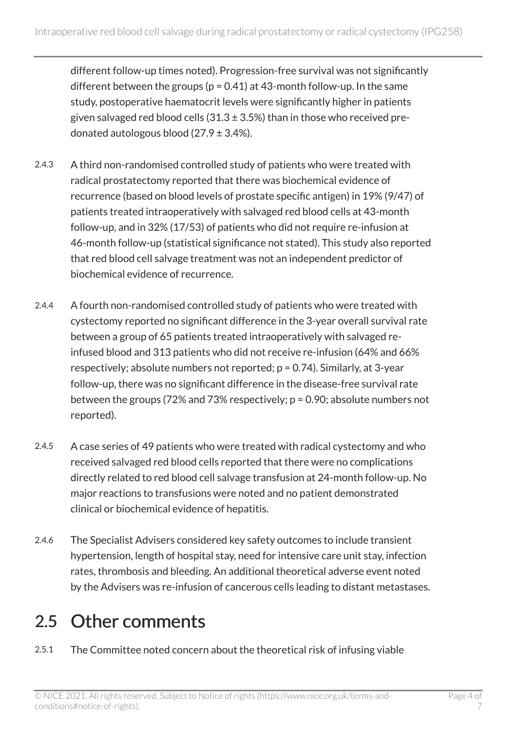different follow-up times noted). Progression-free survival was not significantly different between the groups ($p = 0.41$) at 43-month follow-up. In the same study, postoperative haematocrit levels were significantly higher in patients given salvaged red blood cells ($31.3 \pm 3.5\%$) than in those who received pre-donated autologous blood ($27.9 \pm 3.4\%$).

2.4.3 A third non-randomised controlled study of patients who were treated with radical prostatectomy reported that there was biochemical evidence of recurrence (based on blood levels of prostate specific antigen) in 19% (9/47) of patients treated intraoperatively with salvaged red blood cells at 43-month follow-up, and in 32% (17/53) of patients who did not require re-infusion at 46-month follow-up (statistical significance not stated). This study also reported that red blood cell salvage treatment was not an independent predictor of biochemical evidence of recurrence.

2.4.4 A fourth non-randomised controlled study of patients who were treated with cystectomy reported no significant difference in the 3-year overall survival rate between a group of 65 patients treated intraoperatively with salvaged re-infused blood and 313 patients who did not receive re-infusion (64% and 66% respectively; absolute numbers not reported; $p = 0.74$). Similarly, at 3-year follow-up, there was no significant difference in the disease-free survival rate between the groups (72% and 73% respectively; $p = 0.90$; absolute numbers not reported).

2.4.5 A case series of 49 patients who were treated with radical cystectomy and who received salvaged red blood cells reported that there were no complications directly related to red blood cell salvage transfusion at 24-month follow-up. No major reactions to transfusions were noted and no patient demonstrated clinical or biochemical evidence of hepatitis.

2.4.6 The Specialist Advisers considered key safety outcomes to include transient hypertension, length of hospital stay, need for intensive care unit stay, infection rates, thrombosis and bleeding. An additional theoretical adverse event noted by the Advisers was re-infusion of cancerous cells leading to distant metastases.

## 2.5 Other comments

2.5.1 The Committee noted concern about the theoretical risk of infusing viable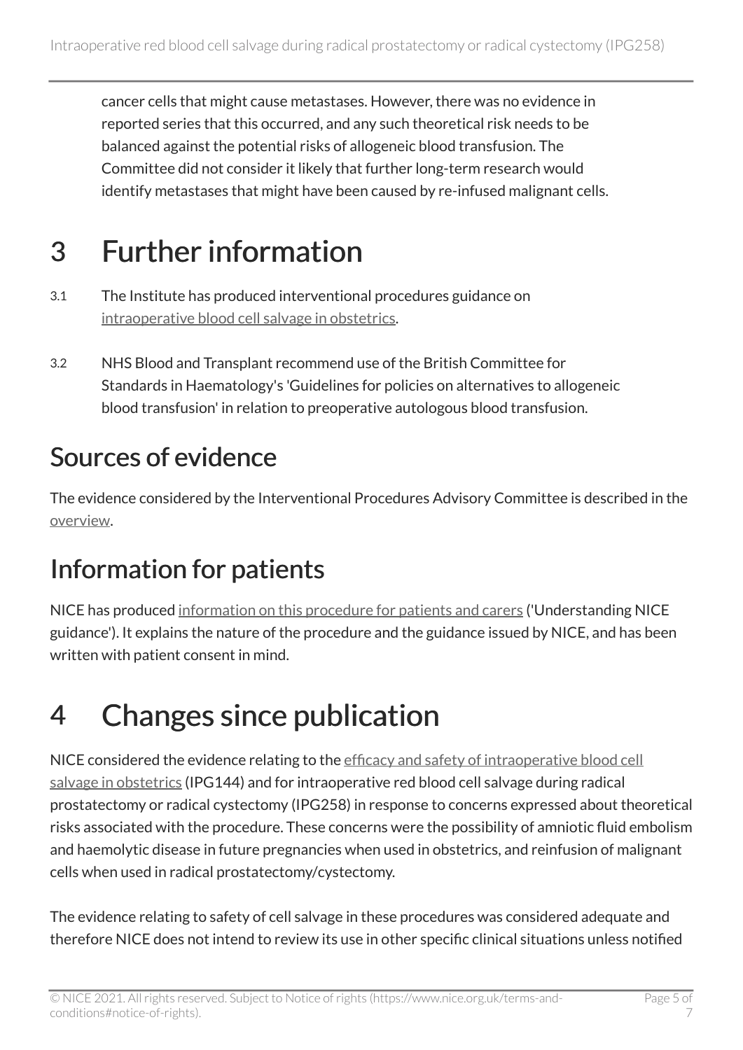cancer cells that might cause metastases. However, there was no evidence in reported series that this occurred, and any such theoretical risk needs to be balanced against the potential risks of allogeneic blood transfusion. The Committee did not consider it likely that further long-term research would identify metastases that might have been caused by re-infused malignant cells.

# 3 Further information

3.1 The Institute has produced interventional procedures guidance on intraoperative blood cell salvage in obstetrics.

3.2 NHS Blood and Transplant recommend use of the British Committee for Standards in Haematology's 'Guidelines for policies on alternatives to allogeneic blood transfusion' in relation to preoperative autologous blood transfusion.

## Sources of evidence

The evidence considered by the Interventional Procedures Advisory Committee is described in the overview.

## Information for patients

NICE has produced information on this procedure for patients and carers ('Understanding NICE guidance'). It explains the nature of the procedure and the guidance issued by NICE, and has been written with patient consent in mind.

# 4 Changes since publication

NICE considered the evidence relating to the efficacy and safety of intraoperative blood cell salvage in obstetrics (IPG144) and for intraoperative red blood cell salvage during radical prostatectomy or radical cystectomy (IPG258) in response to concerns expressed about theoretical risks associated with the procedure. These concerns were the possibility of amniotic fluid embolism and haemolytic disease in future pregnancies when used in obstetrics, and reinfusion of malignant cells when used in radical prostatectomy/cystectomy.

The evidence relating to safety of cell salvage in these procedures was considered adequate and therefore NICE does not intend to review its use in other specific clinical situations unless notified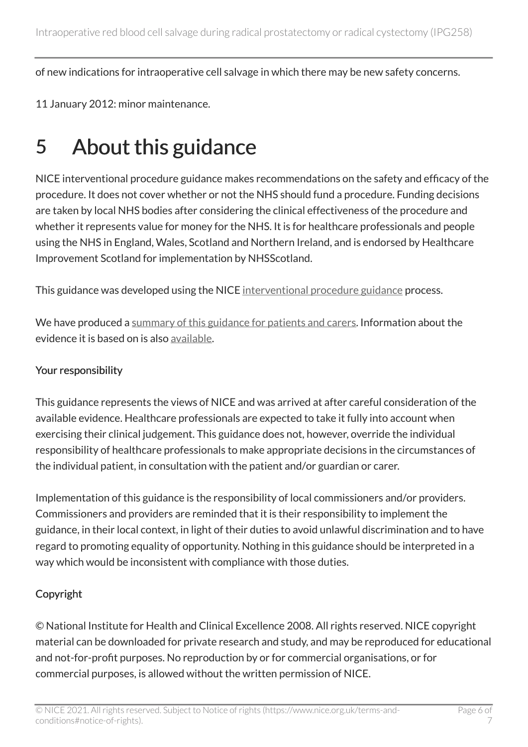of new indications for intraoperative cell salvage in which there may be new safety concerns.

11 January 2012: minor maintenance.

# 5 About this guidance

NICE interventional procedure guidance makes recommendations on the safety and efficacy of the procedure. It does not cover whether or not the NHS should fund a procedure. Funding decisions are taken by local NHS bodies after considering the clinical effectiveness of the procedure and whether it represents value for money for the NHS. It is for healthcare professionals and people using the NHS in England, Wales, Scotland and Northern Ireland, and is endorsed by Healthcare Improvement Scotland for implementation by NHSScotland.

This guidance was developed using the NICE interventional procedure guidance process.

We have produced a summary of this guidance for patients and carers. Information about the evidence it is based on is also available.

#### Your responsibility

This guidance represents the views of NICE and was arrived at after careful consideration of the available evidence. Healthcare professionals are expected to take it fully into account when exercising their clinical judgement. This guidance does not, however, override the individual responsibility of healthcare professionals to make appropriate decisions in the circumstances of the individual patient, in consultation with the patient and/or guardian or carer.

Implementation of this guidance is the responsibility of local commissioners and/or providers. Commissioners and providers are reminded that it is their responsibility to implement the guidance, in their local context, in light of their duties to avoid unlawful discrimination and to have regard to promoting equality of opportunity. Nothing in this guidance should be interpreted in a way which would be inconsistent with compliance with those duties.

#### Copyright

© National Institute for Health and Clinical Excellence 2008. All rights reserved. NICE copyright material can be downloaded for private research and study, and may be reproduced for educational and not-for-profit purposes. No reproduction by or for commercial organisations, or for commercial purposes, is allowed without the written permission of NICE.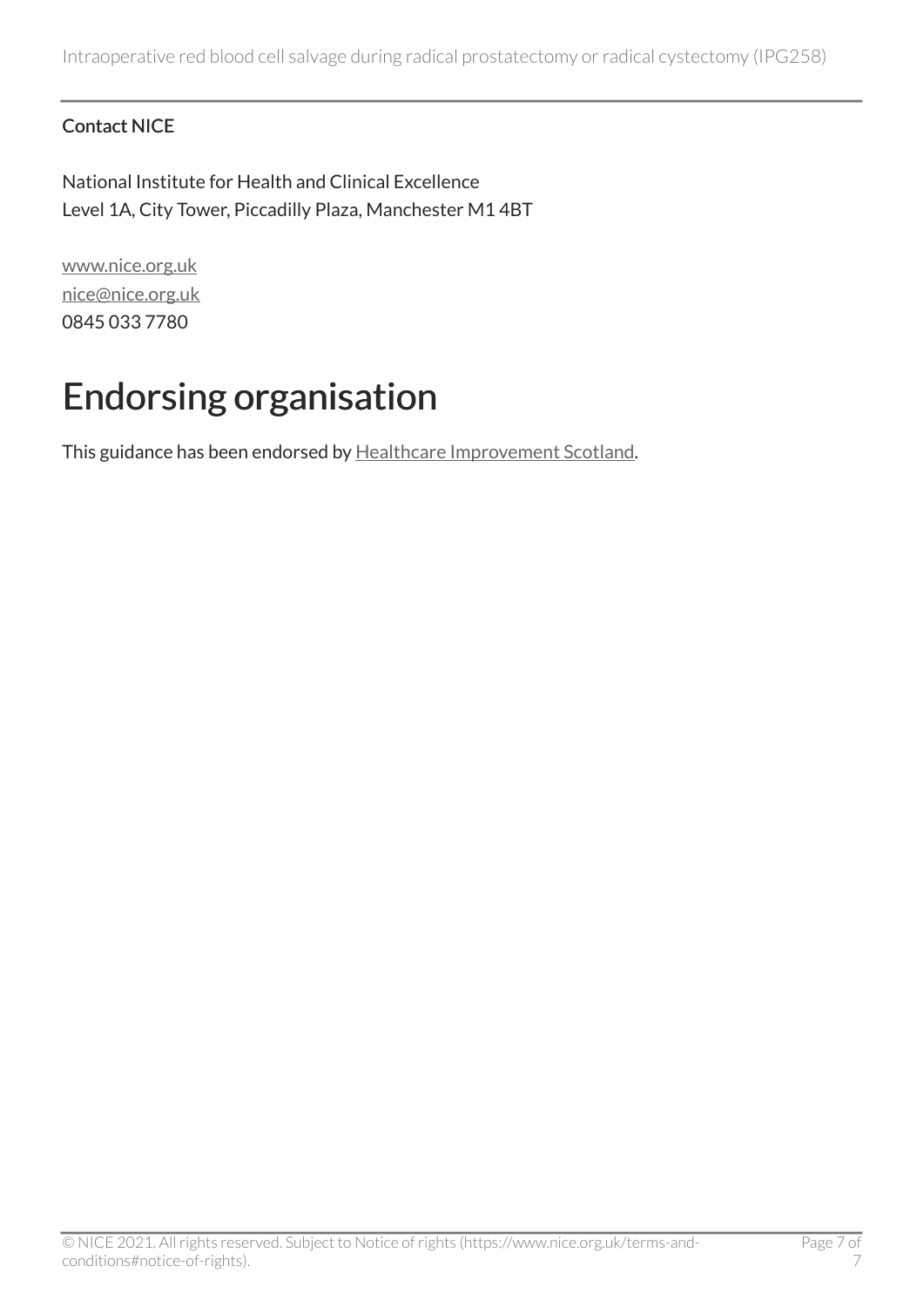**Contact NICE**

National Institute for Health and Clinical Excellence
Level 1A, City Tower, Piccadilly Plaza, Manchester M1 4BT

www.nice.org.uk
nice@nice.org.uk
0845 033 7780

# Endorsing organisation

This guidance has been endorsed by Healthcare Improvement Scotland.